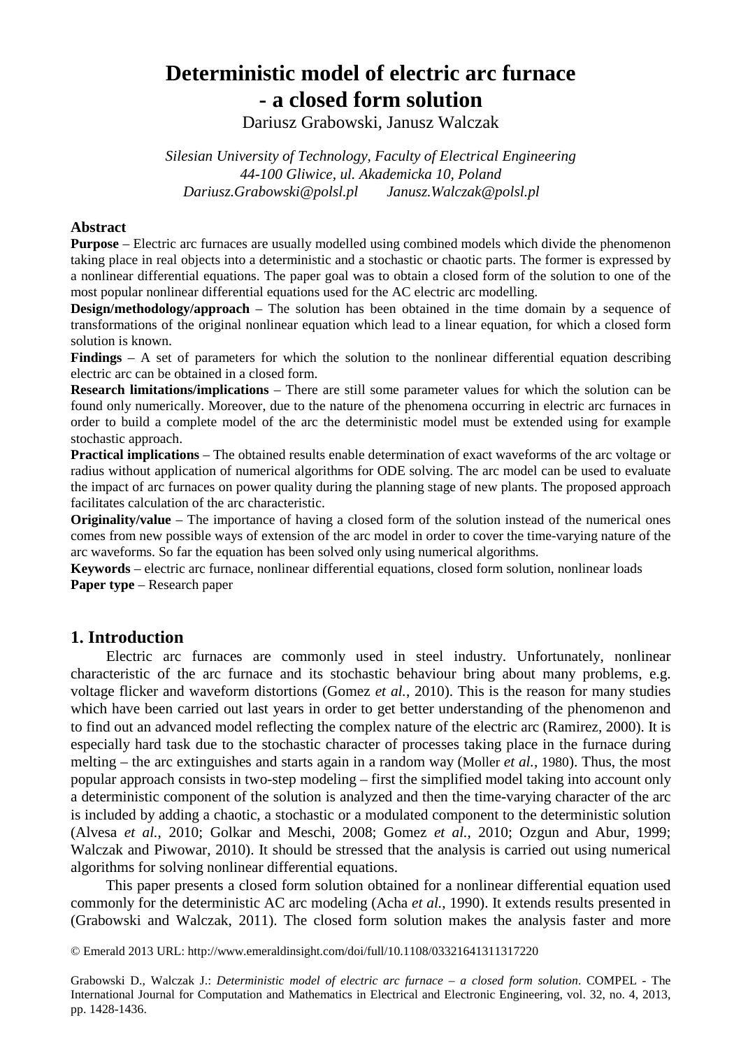# Deterministic model of electric arc furnace - a closed form solution

Dariusz Grabowski, Janusz Walczak

*Silesian University of Technology, Faculty of Electrical Engineering*
*44-100 Gliwice, ul. Akademicka 10, Poland*
*Dariusz.Grabowski@polsl.pl Janusz.Walczak@polsl.pl*

### Abstract

**Purpose** – Electric arc furnaces are usually modelled using combined models which divide the phenomenon taking place in real objects into a deterministic and a stochastic or chaotic parts. The former is expressed by a nonlinear differential equations. The paper goal was to obtain a closed form of the solution to one of the most popular nonlinear differential equations used for the AC electric arc modelling.

**Design/methodology/approach** – The solution has been obtained in the time domain by a sequence of transformations of the original nonlinear equation which lead to a linear equation, for which a closed form solution is known.

**Findings** – A set of parameters for which the solution to the nonlinear differential equation describing electric arc can be obtained in a closed form.

**Research limitations/implications** – There are still some parameter values for which the solution can be found only numerically. Moreover, due to the nature of the phenomena occurring in electric arc furnaces in order to build a complete model of the arc the deterministic model must be extended using for example stochastic approach.

**Practical implications** – The obtained results enable determination of exact waveforms of the arc voltage or radius without application of numerical algorithms for ODE solving. The arc model can be used to evaluate the impact of arc furnaces on power quality during the planning stage of new plants. The proposed approach facilitates calculation of the arc characteristic.

**Originality/value** – The importance of having a closed form of the solution instead of the numerical ones comes from new possible ways of extension of the arc model in order to cover the time-varying nature of the arc waveforms. So far the equation has been solved only using numerical algorithms.

**Keywords** – electric arc furnace, nonlinear differential equations, closed form solution, nonlinear loads

**Paper type** – Research paper

## 1. Introduction

Electric arc furnaces are commonly used in steel industry. Unfortunately, nonlinear characteristic of the arc furnace and its stochastic behaviour bring about many problems, e.g. voltage flicker and waveform distortions (Gomez *et al.*, 2010). This is the reason for many studies which have been carried out last years in order to get better understanding of the phenomenon and to find out an advanced model reflecting the complex nature of the electric arc (Ramirez, 2000). It is especially hard task due to the stochastic character of processes taking place in the furnace during melting – the arc extinguishes and starts again in a random way (Moller *et al.*, 1980). Thus, the most popular approach consists in two-step modeling – first the simplified model taking into account only a deterministic component of the solution is analyzed and then the time-varying character of the arc is included by adding a chaotic, a stochastic or a modulated component to the deterministic solution (Alvesa *et al.*, 2010; Golkar and Meschi, 2008; Gomez *et al.*, 2010; Ozgun and Abur, 1999; Walczak and Piwowar, 2010). It should be stressed that the analysis is carried out using numerical algorithms for solving nonlinear differential equations.

This paper presents a closed form solution obtained for a nonlinear differential equation used commonly for the deterministic AC arc modeling (Acha *et al.*, 1990). It extends results presented in (Grabowski and Walczak, 2011). The closed form solution makes the analysis faster and more

© Emerald 2013 URL: http://www.emeraldinsight.com/doi/full/10.1108/03321641311317220

Grabowski D., Walczak J.: *Deterministic model of electric arc furnace – a closed form solution*. COMPEL - The International Journal for Computation and Mathematics in Electrical and Electronic Engineering, vol. 32, no. 4, 2013, pp. 1428-1436.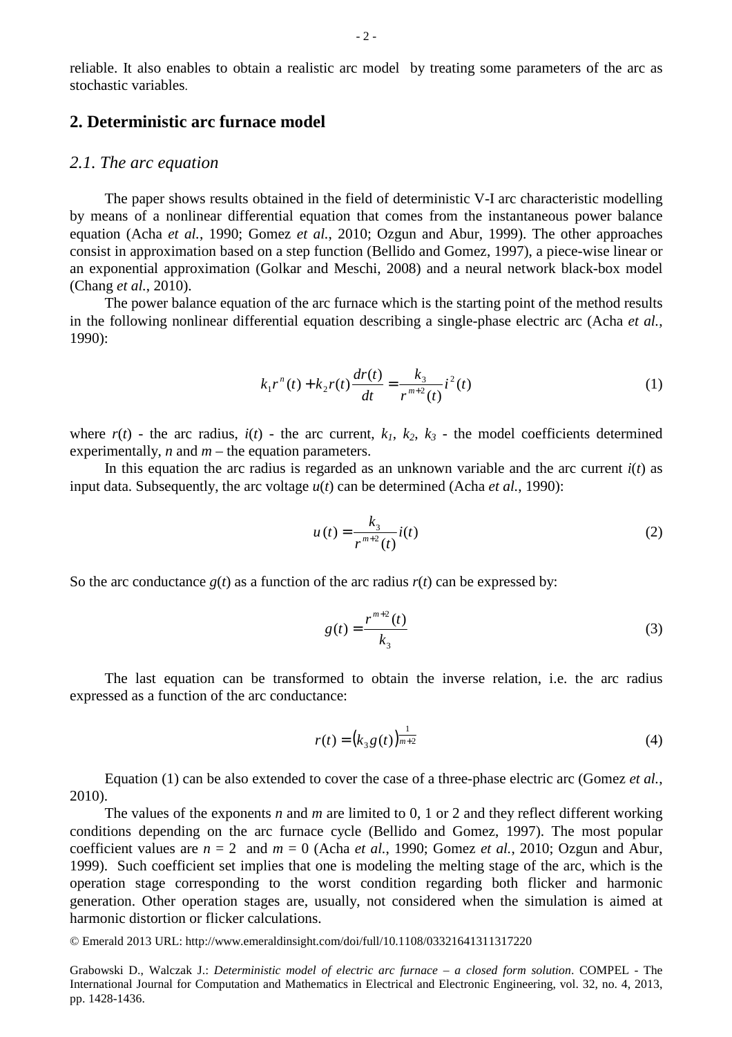reliable. It also enables to obtain a realistic arc model by treating some parameters of the arc as stochastic variables.

## 2. Deterministic arc furnace model

### *2.1. The arc equation*

The paper shows results obtained in the field of deterministic V-I arc characteristic modelling by means of a nonlinear differential equation that comes from the instantaneous power balance equation (Acha *et al.*, 1990; Gomez *et al.*, 2010; Ozgun and Abur, 1999). The other approaches consist in approximation based on a step function (Bellido and Gomez, 1997), a piece-wise linear or an exponential approximation (Golkar and Meschi, 2008) and a neural network black-box model (Chang *et al.*, 2010).

The power balance equation of the arc furnace which is the starting point of the method results in the following nonlinear differential equation describing a single-phase electric arc (Acha *et al.*, 1990):

$$k_1 r^n(t) + k_2 r(t)\frac{dr(t)}{dt} = \frac{k_3}{r^{m+2}(t)} i^2(t) \tag{1}$$

where $r(t)$ - the arc radius, $i(t)$ - the arc current, $k_1$, $k_2$, $k_3$ - the model coefficients determined experimentally, $n$ and $m$ – the equation parameters.

In this equation the arc radius is regarded as an unknown variable and the arc current $i(t)$ as input data. Subsequently, the arc voltage $u(t)$ can be determined (Acha *et al.*, 1990):

$$u(t) = \frac{k_3}{r^{m+2}(t)} i(t) \tag{2}$$

So the arc conductance $g(t)$ as a function of the arc radius $r(t)$ can be expressed by:

$$g(t) = \frac{r^{m+2}(t)}{k_3} \tag{3}$$

The last equation can be transformed to obtain the inverse relation, i.e. the arc radius expressed as a function of the arc conductance:

$$r(t) = \left(k_3 g(t)\right)^{\frac{1}{m+2}} \tag{4}$$

Equation (1) can be also extended to cover the case of a three-phase electric arc (Gomez *et al.*, 2010).

The values of the exponents $n$ and $m$ are limited to 0, 1 or 2 and they reflect different working conditions depending on the arc furnace cycle (Bellido and Gomez, 1997). The most popular coefficient values are $n = 2$ and $m = 0$ (Acha *et al.*, 1990; Gomez *et al.*, 2010; Ozgun and Abur, 1999). Such coefficient set implies that one is modeling the melting stage of the arc, which is the operation stage corresponding to the worst condition regarding both flicker and harmonic generation. Other operation stages are, usually, not considered when the simulation is aimed at harmonic distortion or flicker calculations.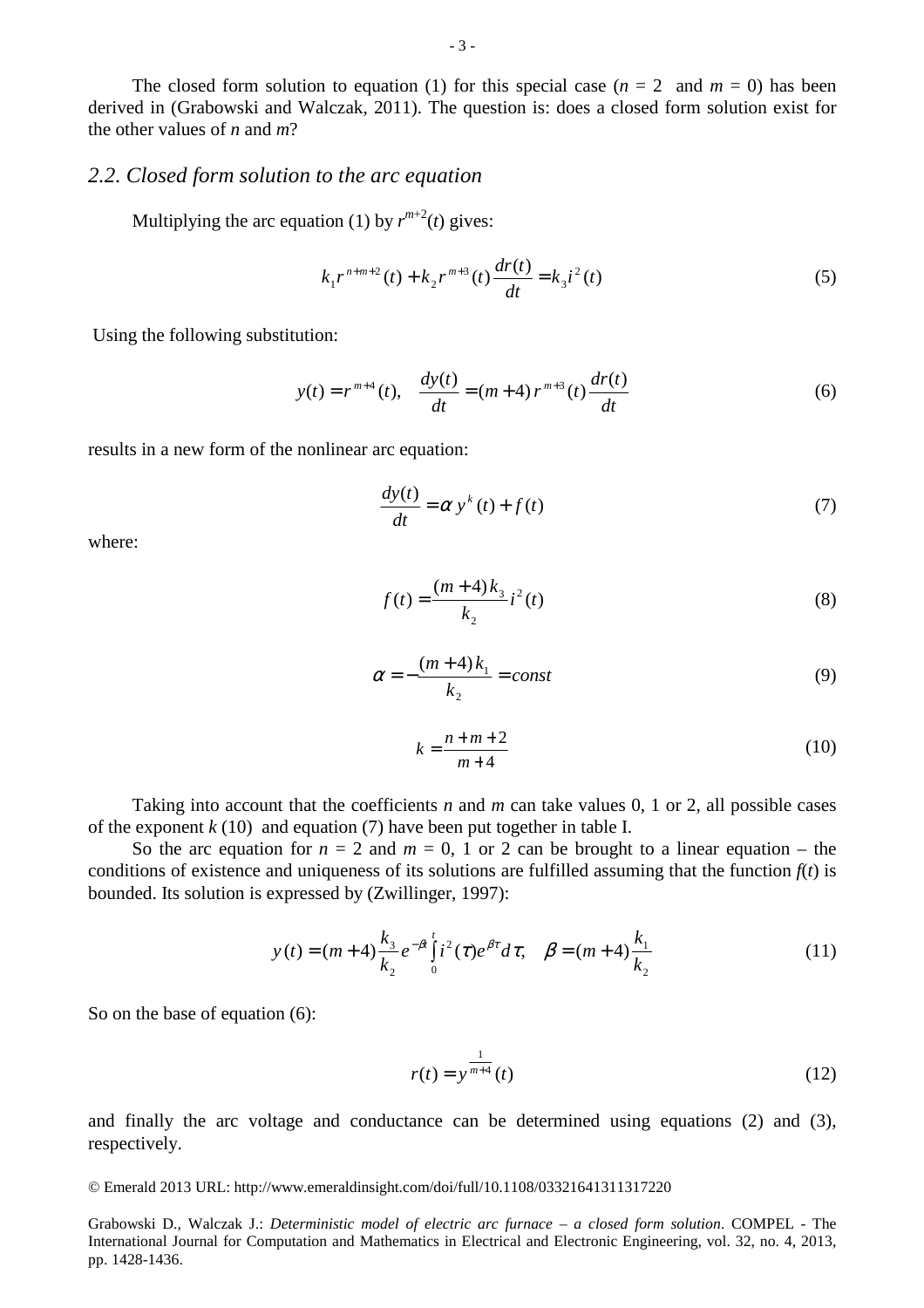The closed form solution to equation (1) for this special case ($n = 2$ and $m = 0$) has been derived in (Grabowski and Walczak, 2011). The question is: does a closed form solution exist for the other values of $n$ and $m$?

### *2.2. Closed form solution to the arc equation*

Multiplying the arc equation (1) by $r^{m+2}(t)$ gives:

$$k_1 r^{n+m+2}(t) + k_2 r^{m+3}(t)\frac{dr(t)}{dt} = k_3 i^2(t) \tag{5}$$

Using the following substitution:

$$y(t) = r^{m+4}(t), \quad \frac{dy(t)}{dt} = (m+4)\, r^{m+3}(t)\frac{dr(t)}{dt} \tag{6}$$

results in a new form of the nonlinear arc equation:

$$\frac{dy(t)}{dt} = \alpha\, y^k(t) + f(t) \tag{7}$$

where:

$$f(t) = \frac{(m+4)\,k_3}{k_2} i^2(t) \tag{8}$$

$$\alpha = -\frac{(m+4)\,k_1}{k_2} = const \tag{9}$$

$$k = \frac{n+m+2}{m+4} \tag{10}$$

Taking into account that the coefficients $n$ and $m$ can take values 0, 1 or 2, all possible cases of the exponent $k$ (10) and equation (7) have been put together in table I.

So the arc equation for $n = 2$ and $m = 0$, 1 or 2 can be brought to a linear equation – the conditions of existence and uniqueness of its solutions are fulfilled assuming that the function $f(t)$ is bounded. Its solution is expressed by (Zwillinger, 1997):

$$y(t) = (m+4)\frac{k_3}{k_2} e^{-\beta t}\int_0^t i^2(\tau) e^{\beta\tau} d\tau, \quad \beta = (m+4)\frac{k_1}{k_2} \tag{11}$$

So on the base of equation (6):

$$r(t) = y^{\frac{1}{m+4}}(t) \tag{12}$$

and finally the arc voltage and conductance can be determined using equations (2) and (3), respectively.

© Emerald 2013 URL: http://www.emeraldinsight.com/doi/full/10.1108/03321641311317220

Grabowski D., Walczak J.: *Deterministic model of electric arc furnace – a closed form solution*. COMPEL - The International Journal for Computation and Mathematics in Electrical and Electronic Engineering, vol. 32, no. 4, 2013, pp. 1428-1436.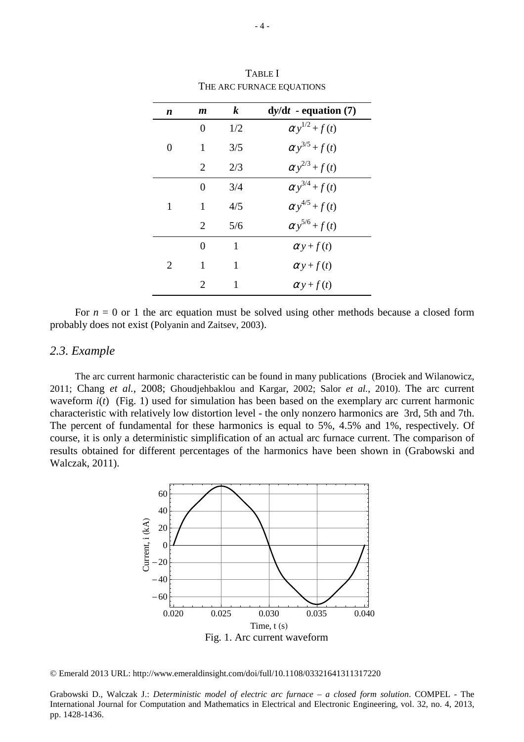TABLE I
THE ARC FURNACE EQUATIONS

| $n$ | $m$ | $k$ | d$y$/d$t$ - equation (7) |
|---|---|---|---|
| | 0 | 1/2 | $\alpha y^{1/2} + f(t)$ |
| 0 | 1 | 3/5 | $\alpha y^{3/5} + f(t)$ |
| | 2 | 2/3 | $\alpha y^{2/3} + f(t)$ |
| | 0 | 3/4 | $\alpha y^{3/4} + f(t)$ |
| 1 | 1 | 4/5 | $\alpha y^{4/5} + f(t)$ |
| | 2 | 5/6 | $\alpha y^{5/6} + f(t)$ |
| | 0 | 1 | $\alpha y + f(t)$ |
| 2 | 1 | 1 | $\alpha y + f(t)$ |
| | 2 | 1 | $\alpha y + f(t)$ |

For $n = 0$ or 1 the arc equation must be solved using other methods because a closed form probably does not exist (Polyanin and Zaitsev, 2003).

## *2.3. Example*

The arc current harmonic characteristic can be found in many publications (Brociek and Wilanowicz, 2011; Chang *et al.*, 2008; Ghoudjehbaklou and Kargar, 2002; Salor *et al.*, 2010). The arc current waveform $i(t)$ (Fig. 1) used for simulation has been based on the exemplary arc current harmonic characteristic with relatively low distortion level - the only nonzero harmonics are 3rd, 5th and 7th. The percent of fundamental for these harmonics is equal to 5%, 4.5% and 1%, respectively. Of course, it is only a deterministic simplification of an actual arc furnace current. The comparison of results obtained for different percentages of the harmonics have been shown in (Grabowski and Walczak, 2011).

Fig. 1. Arc current waveform

© Emerald 2013 URL: http://www.emeraldinsight.com/doi/full/10.1108/03321641311317220

Grabowski D., Walczak J.: *Deterministic model of electric arc furnace – a closed form solution*. COMPEL - The International Journal for Computation and Mathematics in Electrical and Electronic Engineering, vol. 32, no. 4, 2013, pp. 1428-1436.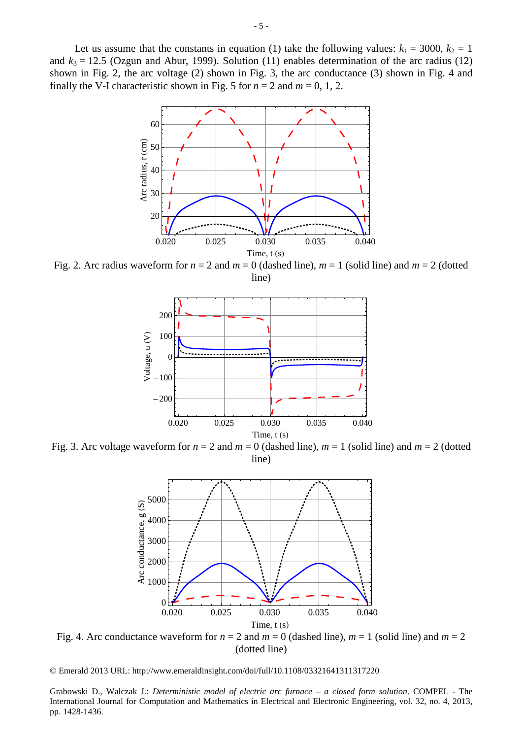Let us assume that the constants in equation (1) take the following values: $k_1$ = 3000, $k_2$ = 1 and $k_3$ = 12.5 (Ozgun and Abur, 1999). Solution (11) enables determination of the arc radius (12) shown in Fig. 2, the arc voltage (2) shown in Fig. 3, the arc conductance (3) shown in Fig. 4 and finally the V-I characteristic shown in Fig. 5 for $n$ = 2 and $m$ = 0, 1, 2.

Fig. 2. Arc radius waveform for $n$ = 2 and $m$ = 0 (dashed line), $m$ = 1 (solid line) and $m$ = 2 (dotted line)

Fig. 3. Arc voltage waveform for $n$ = 2 and $m$ = 0 (dashed line), $m$ = 1 (solid line) and $m$ = 2 (dotted line)

Fig. 4. Arc conductance waveform for $n$ = 2 and $m$ = 0 (dashed line), $m$ = 1 (solid line) and $m$ = 2 (dotted line)

© Emerald 2013 URL: http://www.emeraldinsight.com/doi/full/10.1108/03321641311317220

Grabowski D., Walczak J.: *Deterministic model of electric arc furnace – a closed form solution*. COMPEL - The International Journal for Computation and Mathematics in Electrical and Electronic Engineering, vol. 32, no. 4, 2013, pp. 1428-1436.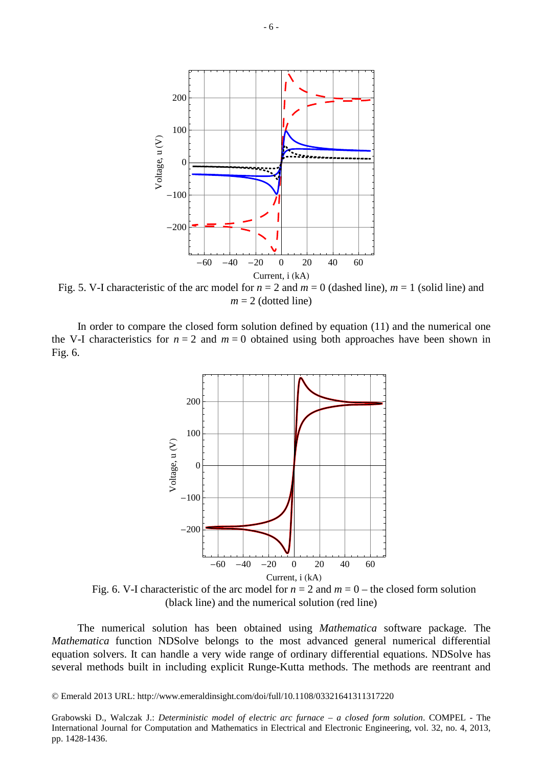Fig. 5. V-I characteristic of the arc model for $n = 2$ and $m = 0$ (dashed line), $m = 1$ (solid line) and $m = 2$ (dotted line)

In order to compare the closed form solution defined by equation (11) and the numerical one the V-I characteristics for $n = 2$ and $m = 0$ obtained using both approaches have been shown in Fig. 6.

Fig. 6. V-I characteristic of the arc model for $n = 2$ and $m = 0$ – the closed form solution (black line) and the numerical solution (red line)

The numerical solution has been obtained using *Mathematica* software package. The *Mathematica* function NDSolve belongs to the most advanced general numerical differential equation solvers. It can handle a very wide range of ordinary differential equations. NDSolve has several methods built in including explicit Runge-Kutta methods. The methods are reentrant and

© Emerald 2013 URL: http://www.emeraldinsight.com/doi/full/10.1108/03321641311317220

Grabowski D., Walczak J.: *Deterministic model of electric arc furnace – a closed form solution*. COMPEL - The International Journal for Computation and Mathematics in Electrical and Electronic Engineering, vol. 32, no. 4, 2013, pp. 1428-1436.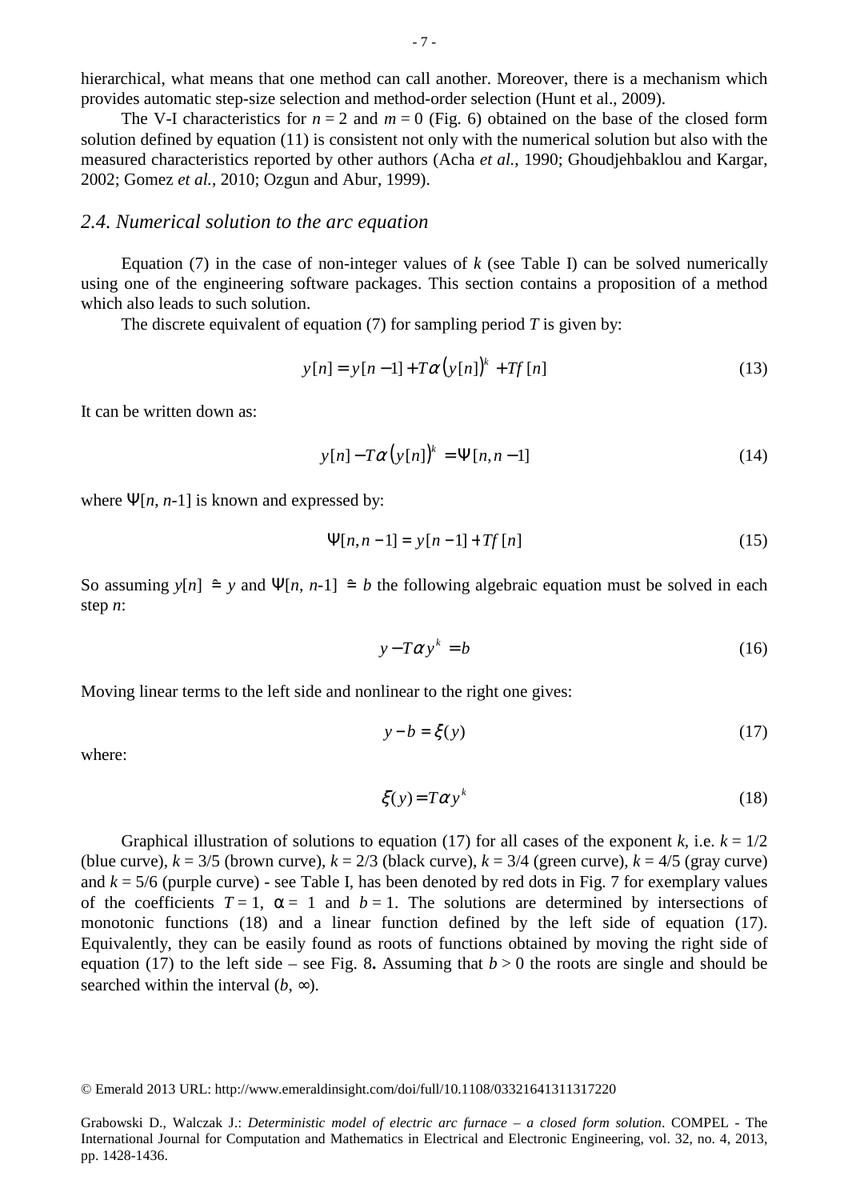hierarchical, what means that one method can call another. Moreover, there is a mechanism which provides automatic step-size selection and method-order selection (Hunt et al., 2009).

The V-I characteristics for $n = 2$ and $m = 0$ (Fig. 6) obtained on the base of the closed form solution defined by equation (11) is consistent not only with the numerical solution but also with the measured characteristics reported by other authors (Acha *et al.*, 1990; Ghoudjehbaklou and Kargar, 2002; Gomez *et al.*, 2010; Ozgun and Abur, 1999).

## *2.4. Numerical solution to the arc equation*

Equation (7) in the case of non-integer values of $k$ (see Table I) can be solved numerically using one of the engineering software packages. This section contains a proposition of a method which also leads to such solution.

The discrete equivalent of equation (7) for sampling period $T$ is given by:

$$y[n] = y[n-1] + T\alpha\left(y[n]\right)^{k} + Tf[n] \tag{13}$$

It can be written down as:

$$y[n] - T\alpha\left(y[n]\right)^{k} = \Psi[n, n-1] \tag{14}$$

where $\Psi[n, n\text{-}1]$ is known and expressed by:

$$\Psi[n, n-1] = y[n-1] + Tf[n] \tag{15}$$

So assuming $y[n] \triangleq y$ and $\Psi[n, n\text{-}1] \triangleq b$ the following algebraic equation must be solved in each step $n$:

$$y - T\alpha y^{k} = b \tag{16}$$

Moving linear terms to the left side and nonlinear to the right one gives:

$$y - b = \xi(y) \tag{17}$$

where:

$$\xi(y) = T\alpha y^{k} \tag{18}$$

Graphical illustration of solutions to equation (17) for all cases of the exponent $k$, i.e. $k = 1/2$ (blue curve), $k = 3/5$ (brown curve), $k = 2/3$ (black curve), $k = 3/4$ (green curve), $k = 4/5$ (gray curve) and $k = 5/6$ (purple curve) - see Table I, has been denoted by red dots in Fig. 7 for exemplary values of the coefficients $T = 1$, $\alpha = 1$ and $b = 1$. The solutions are determined by intersections of monotonic functions (18) and a linear function defined by the left side of equation (17). Equivalently, they can be easily found as roots of functions obtained by moving the right side of equation (17) to the left side – see Fig. 8**.** Assuming that $b > 0$ the roots are single and should be searched within the interval $(b, \infty)$.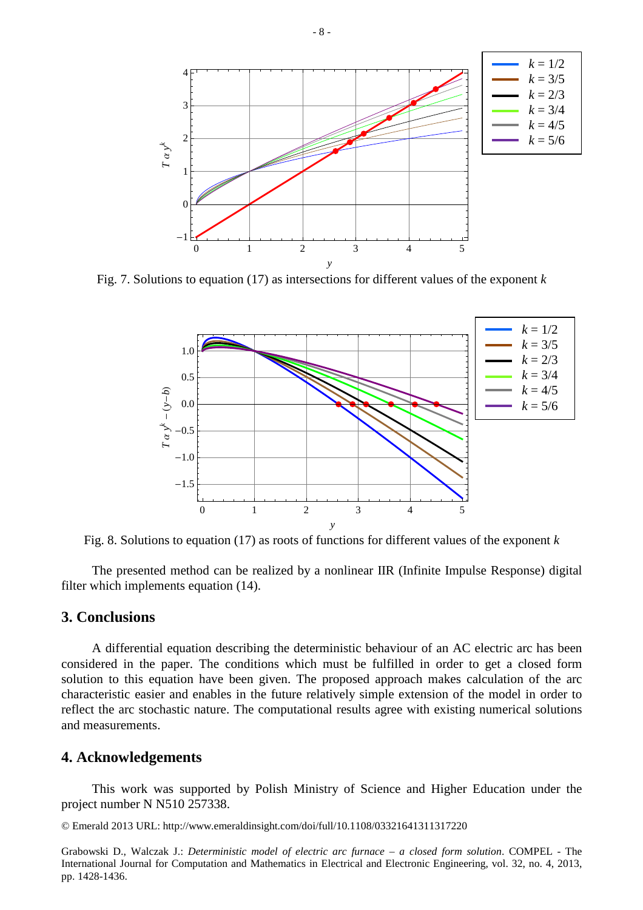Fig. 7. Solutions to equation (17) as intersections for different values of the exponent $k$

Fig. 8. Solutions to equation (17) as roots of functions for different values of the exponent $k$

The presented method can be realized by a nonlinear IIR (Infinite Impulse Response) digital filter which implements equation (14).

## 3. Conclusions

A differential equation describing the deterministic behaviour of an AC electric arc has been considered in the paper. The conditions which must be fulfilled in order to get a closed form solution to this equation have been given. The proposed approach makes calculation of the arc characteristic easier and enables in the future relatively simple extension of the model in order to reflect the arc stochastic nature. The computational results agree with existing numerical solutions and measurements.

## 4. Acknowledgements

This work was supported by Polish Ministry of Science and Higher Education under the project number N N510 257338.

© Emerald 2013 URL: http://www.emeraldinsight.com/doi/full/10.1108/03321641311317220

Grabowski D., Walczak J.: *Deterministic model of electric arc furnace – a closed form solution*. COMPEL - The International Journal for Computation and Mathematics in Electrical and Electronic Engineering, vol. 32, no. 4, 2013, pp. 1428-1436.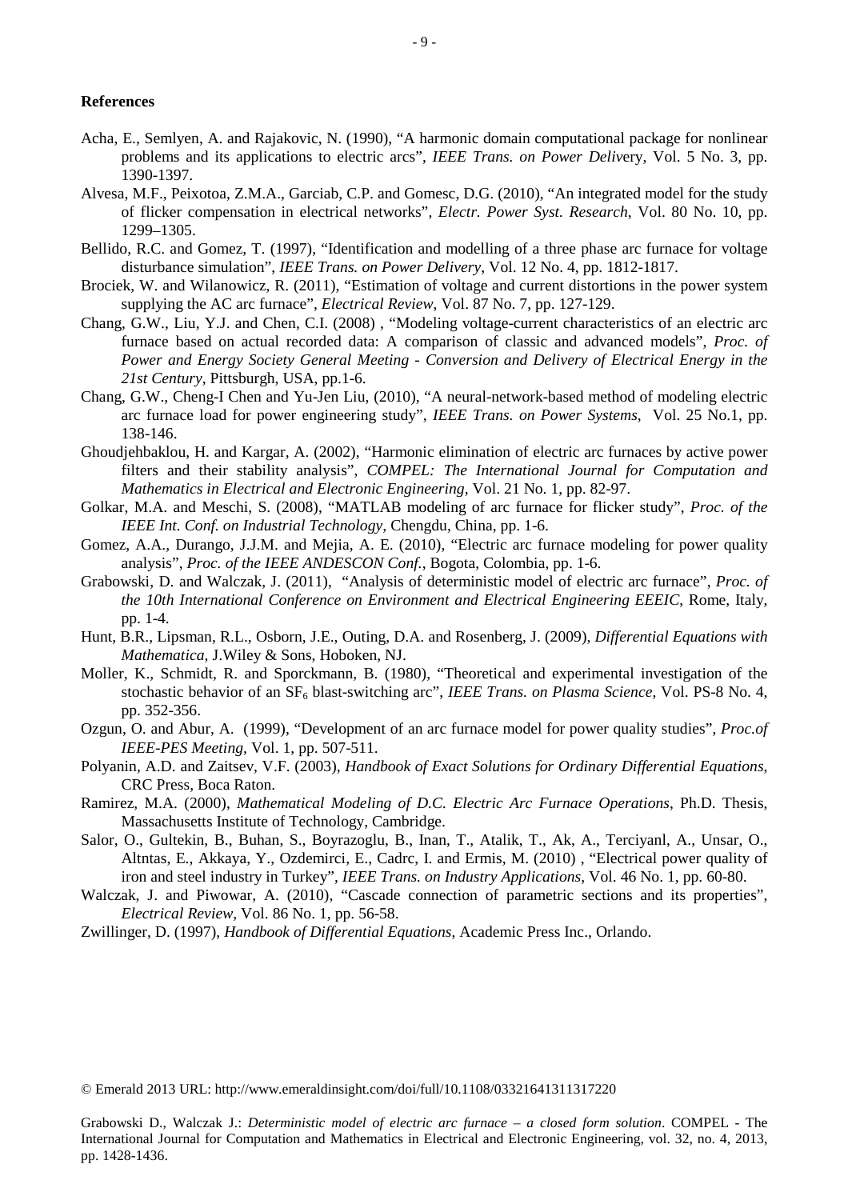**References**

Acha, E., Semlyen, A. and Rajakovic, N. (1990), "A harmonic domain computational package for nonlinear problems and its applications to electric arcs", *IEEE Trans. on Power Delive*ry, Vol. 5 No. 3, pp. 1390-1397.

Alvesa, M.F., Peixotoa, Z.M.A., Garciab, C.P. and Gomesc, D.G. (2010), "An integrated model for the study of flicker compensation in electrical networks", *Electr. Power Syst. Research*, Vol. 80 No. 10, pp. 1299–1305.

Bellido, R.C. and Gomez, T. (1997), "Identification and modelling of a three phase arc furnace for voltage disturbance simulation", *IEEE Trans. on Power Delivery*, Vol. 12 No. 4, pp. 1812-1817.

Brociek, W. and Wilanowicz, R. (2011), "Estimation of voltage and current distortions in the power system supplying the AC arc furnace", *Electrical Review*, Vol. 87 No. 7, pp. 127-129.

Chang, G.W., Liu, Y.J. and Chen, C.I. (2008) , "Modeling voltage-current characteristics of an electric arc furnace based on actual recorded data: A comparison of classic and advanced models", *Proc. of Power and Energy Society General Meeting - Conversion and Delivery of Electrical Energy in the 21st Century*, Pittsburgh, USA, pp.1-6.

Chang, G.W., Cheng-I Chen and Yu-Jen Liu, (2010), "A neural-network-based method of modeling electric arc furnace load for power engineering study", *IEEE Trans. on Power Systems*, Vol. 25 No.1, pp. 138-146.

Ghoudjehbaklou, H. and Kargar, A. (2002), "Harmonic elimination of electric arc furnaces by active power filters and their stability analysis", *COMPEL: The International Journal for Computation and Mathematics in Electrical and Electronic Engineering*, Vol. 21 No. 1, pp. 82-97.

Golkar, M.A. and Meschi, S. (2008), "MATLAB modeling of arc furnace for flicker study", *Proc. of the IEEE Int. Conf. on Industrial Technology,* Chengdu, China, pp. 1-6.

Gomez, A.A., Durango, J.J.M. and Mejia, A. E. (2010), "Electric arc furnace modeling for power quality analysis", *Proc. of the IEEE ANDESCON Conf.*, Bogota, Colombia, pp. 1-6.

Grabowski, D. and Walczak, J. (2011), "Analysis of deterministic model of electric arc furnace", *Proc. of the 10th International Conference on Environment and Electrical Engineering EEEIC*, Rome, Italy, pp. 1-4.

Hunt, B.R., Lipsman, R.L., Osborn, J.E., Outing, D.A. and Rosenberg, J. (2009), *Differential Equations with Mathematica*, J.Wiley & Sons, Hoboken, NJ.

Moller, K., Schmidt, R. and Sporckmann, B. (1980), "Theoretical and experimental investigation of the stochastic behavior of an $SF_6$ blast-switching arc", *IEEE Trans. on Plasma Science*, Vol. PS-8 No. 4, pp. 352-356.

Ozgun, O. and Abur, A. (1999), "Development of an arc furnace model for power quality studies", *Proc.of IEEE-PES Meeting*, Vol. 1, pp. 507-511.

Polyanin, A.D. and Zaitsev, V.F. (2003), *Handbook of Exact Solutions for Ordinary Differential Equations*, CRC Press, Boca Raton.

Ramirez, M.A. (2000), *Mathematical Modeling of D.C. Electric Arc Furnace Operations*, Ph.D. Thesis, Massachusetts Institute of Technology, Cambridge.

Salor, O., Gultekin, B., Buhan, S., Boyrazoglu, B., Inan, T., Atalik, T., Ak, A., Terciyanl, A., Unsar, O., Altntas, E., Akkaya, Y., Ozdemirci, E., Cadrc, I. and Ermis, M. (2010) , "Electrical power quality of iron and steel industry in Turkey", *IEEE Trans. on Industry Applications*, Vol. 46 No. 1, pp. 60-80.

Walczak, J. and Piwowar, A. (2010), "Cascade connection of parametric sections and its properties", *Electrical Review*, Vol. 86 No. 1, pp. 56-58.

Zwillinger, D. (1997), *Handbook of Differential Equations*, Academic Press Inc., Orlando.

© Emerald 2013 URL: http://www.emeraldinsight.com/doi/full/10.1108/03321641311317220

Grabowski D., Walczak J.: *Deterministic model of electric arc furnace – a closed form solution*. COMPEL - The International Journal for Computation and Mathematics in Electrical and Electronic Engineering, vol. 32, no. 4, 2013, pp. 1428-1436.